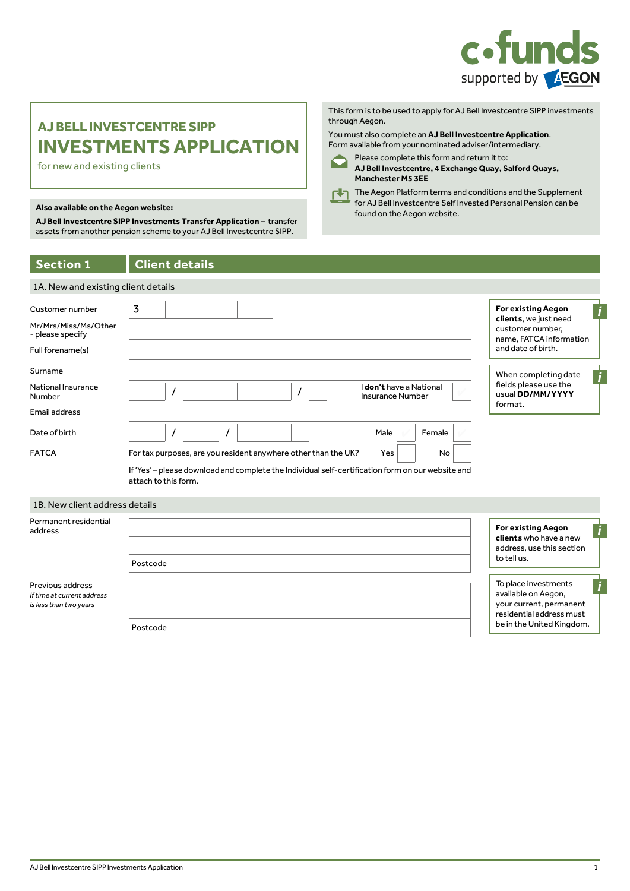# AJ BELL INVESTCENTRE SIPP INVESTMENTS APPLICATION

for new and existing clients

This form is to be used to apply for AJ Bell Investcentre SIPP investments through Aegon.

You must also complete an **AJ Bell Investcentre Application**. Form available from your nominated adviser/intermediary.

Please complete this form and return it to:
**AJ Bell Investcentre, 4 Exchange Quay, Salford Quays, Manchester M5 3EE**

The Aegon Platform terms and conditions and the Supplement for AJ Bell Investcentre Self Invested Personal Pension can be found on the Aegon website.

**Also available on the Aegon website:**

**AJ Bell Investcentre SIPP Investments Transfer Application** – transfer assets from another pension scheme to your AJ Bell Investcentre SIPP.

## Section 1 Client details

### 1A. New and existing client details

| | |
|---|---|
| Customer number | 3 |
| Mr/Mrs/Miss/Ms/Other - please specify | |
| Full forename(s) | |
| Surname | |
| National Insurance Number | / / &nbsp; I **don't** have a National Insurance Number ☐ |
| Email address | |
| Date of birth | / / &nbsp; Male ☐ Female ☐ |
| FATCA | For tax purposes, are you resident anywhere other than the UK? Yes ☐ No ☐ |

If 'Yes' – please download and complete the Individual self-certification form on our website and attach to this form.

**For existing Aegon clients**, we just need customer number, name, FATCA information and date of birth.

When completing date fields please use the usual **DD/MM/YYYY** format.

### 1B. New client address details

| | |
|---|---|
| Permanent residential address | |
| | |
| | Postcode |
| Previous address *If time at current address is less than two years* | |
| | |
| | Postcode |

**For existing Aegon clients** who have a new address, use this section to tell us.

To place investments available on Aegon, your current, permanent residential address must be in the United Kingdom.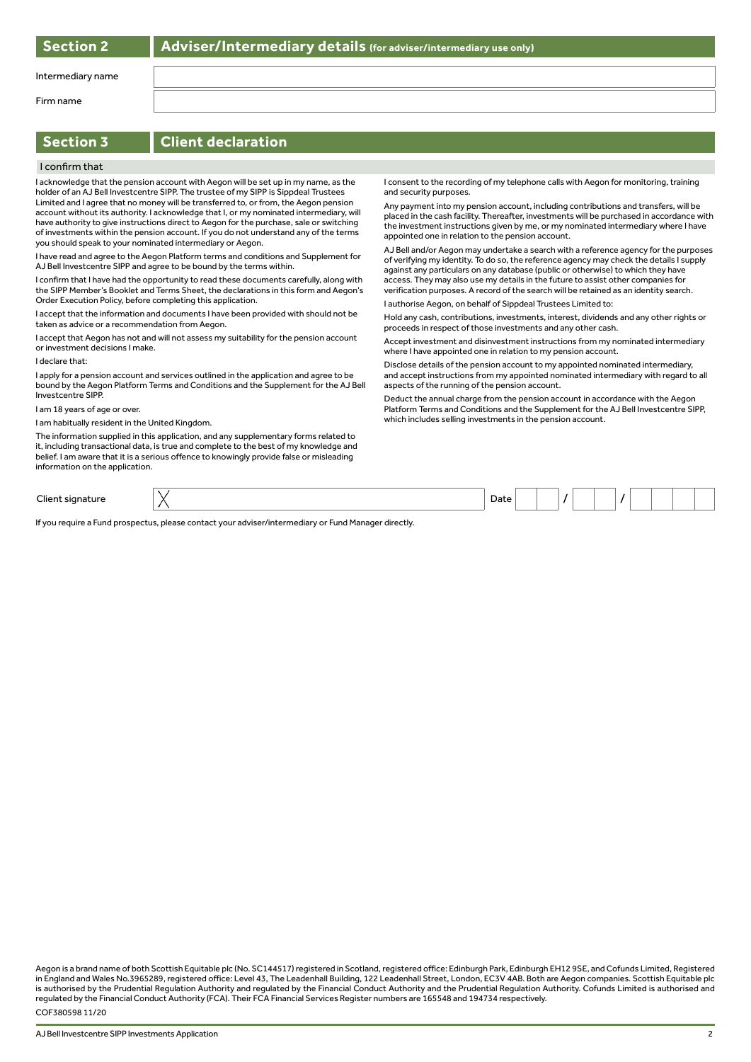## Section 2 Adviser/Intermediary details (for adviser/intermediary use only)

| | |
|---|---|
| Intermediary name | |
| Firm name | |

## Section 3 Client declaration

I confirm that

I acknowledge that the pension account with Aegon will be set up in my name, as the holder of an AJ Bell Investcentre SIPP. The trustee of my SIPP is Sippdeal Trustees Limited and I agree that no money will be transferred to, or from, the Aegon pension account without its authority. I acknowledge that I, or my nominated intermediary, will have authority to give instructions direct to Aegon for the purchase, sale or switching of investments within the pension account. If you do not understand any of the terms you should speak to your nominated intermediary or Aegon.

I have read and agree to the Aegon Platform terms and conditions and Supplement for AJ Bell Investcentre SIPP and agree to be bound by the terms within.

I confirm that I have had the opportunity to read these documents carefully, along with the SIPP Member's Booklet and Terms Sheet, the declarations in this form and Aegon's Order Execution Policy, before completing this application.

I accept that the information and documents I have been provided with should not be taken as advice or a recommendation from Aegon.

I accept that Aegon has not and will not assess my suitability for the pension account or investment decisions I make.

I declare that:

I apply for a pension account and services outlined in the application and agree to be bound by the Aegon Platform Terms and Conditions and the Supplement for the AJ Bell Investcentre SIPP.

I am 18 years of age or over.

I am habitually resident in the United Kingdom.

The information supplied in this application, and any supplementary forms related to it, including transactional data, is true and complete to the best of my knowledge and belief. I am aware that it is a serious offence to knowingly provide false or misleading information on the application.

I consent to the recording of my telephone calls with Aegon for monitoring, training and security purposes.

Any payment into my pension account, including contributions and transfers, will be placed in the cash facility. Thereafter, investments will be purchased in accordance with the investment instructions given by me, or my nominated intermediary where I have appointed one in relation to the pension account.

AJ Bell and/or Aegon may undertake a search with a reference agency for the purposes of verifying my identity. To do so, the reference agency may check the details I supply against any particulars on any database (public or otherwise) to which they have access. They may also use my details in the future to assist other companies for verification purposes. A record of the search will be retained as an identity search.

I authorise Aegon, on behalf of Sippdeal Trustees Limited to:

Hold any cash, contributions, investments, interest, dividends and any other rights or proceeds in respect of those investments and any other cash.

Accept investment and disinvestment instructions from my nominated intermediary where I have appointed one in relation to my pension account.

Disclose details of the pension account to my appointed nominated intermediary, and accept instructions from my appointed nominated intermediary with regard to all aspects of the running of the pension account.

Deduct the annual charge from the pension account in accordance with the Aegon Platform Terms and Conditions and the Supplement for the AJ Bell Investcentre SIPP, which includes selling investments in the pension account.

Client signature X &nbsp;&nbsp;&nbsp;&nbsp; Date __ __ / __ __ / __ __ __ __

If you require a Fund prospectus, please contact your adviser/intermediary or Fund Manager directly.

Aegon is a brand name of both Scottish Equitable plc (No. SC144517) registered in Scotland, registered office: Edinburgh Park, Edinburgh EH12 9SE, and Cofunds Limited, Registered in England and Wales No.3965289, registered office: Level 43, The Leadenhall Building, 122 Leadenhall Street, London, EC3V 4AB. Both are Aegon companies. Scottish Equitable plc is authorised by the Prudential Regulation Authority and regulated by the Financial Conduct Authority and the Prudential Regulation Authority. Cofunds Limited is authorised and regulated by the Financial Conduct Authority (FCA). Their FCA Financial Services Register numbers are 165548 and 194734 respectively.

COF380598 11/20